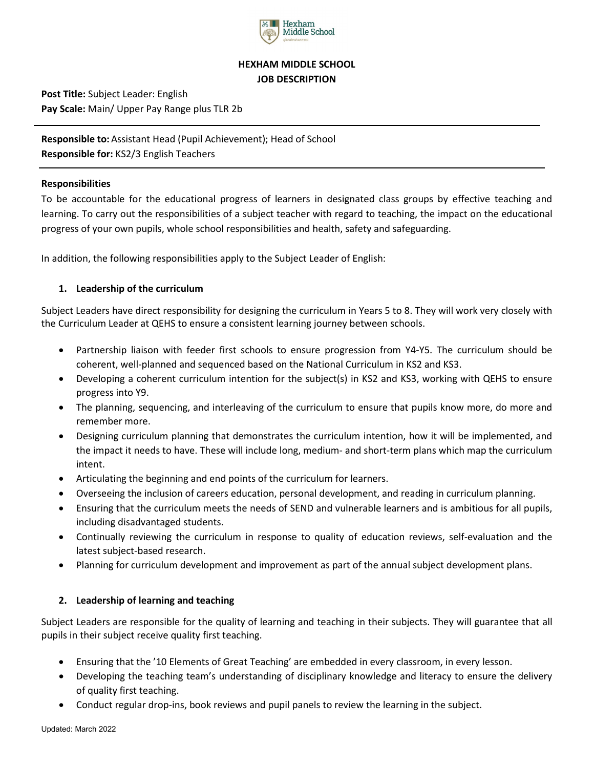# HEXHAM MIDDLE SCHOOL
## JOB DESCRIPTION

**Post Title:** Subject Leader: English
**Pay Scale:** Main/ Upper Pay Range plus TLR 2b

---

**Responsible to:** Assistant Head (Pupil Achievement); Head of School
**Responsible for:** KS2/3 English Teachers

---

**Responsibilities**

To be accountable for the educational progress of learners in designated class groups by effective teaching and learning. To carry out the responsibilities of a subject teacher with regard to teaching, the impact on the educational progress of your own pupils, whole school responsibilities and health, safety and safeguarding.

In addition, the following responsibilities apply to the Subject Leader of English:

### 1. Leadership of the curriculum

Subject Leaders have direct responsibility for designing the curriculum in Years 5 to 8. They will work very closely with the Curriculum Leader at QEHS to ensure a consistent learning journey between schools.

- Partnership liaison with feeder first schools to ensure progression from Y4-Y5. The curriculum should be coherent, well-planned and sequenced based on the National Curriculum in KS2 and KS3.
- Developing a coherent curriculum intention for the subject(s) in KS2 and KS3, working with QEHS to ensure progress into Y9.
- The planning, sequencing, and interleaving of the curriculum to ensure that pupils know more, do more and remember more.
- Designing curriculum planning that demonstrates the curriculum intention, how it will be implemented, and the impact it needs to have. These will include long, medium- and short-term plans which map the curriculum intent.
- Articulating the beginning and end points of the curriculum for learners.
- Overseeing the inclusion of careers education, personal development, and reading in curriculum planning.
- Ensuring that the curriculum meets the needs of SEND and vulnerable learners and is ambitious for all pupils, including disadvantaged students.
- Continually reviewing the curriculum in response to quality of education reviews, self-evaluation and the latest subject-based research.
- Planning for curriculum development and improvement as part of the annual subject development plans.

### 2. Leadership of learning and teaching

Subject Leaders are responsible for the quality of learning and teaching in their subjects. They will guarantee that all pupils in their subject receive quality first teaching.

- Ensuring that the '10 Elements of Great Teaching' are embedded in every classroom, in every lesson.
- Developing the teaching team's understanding of disciplinary knowledge and literacy to ensure the delivery of quality first teaching.
- Conduct regular drop-ins, book reviews and pupil panels to review the learning in the subject.

Updated: March 2022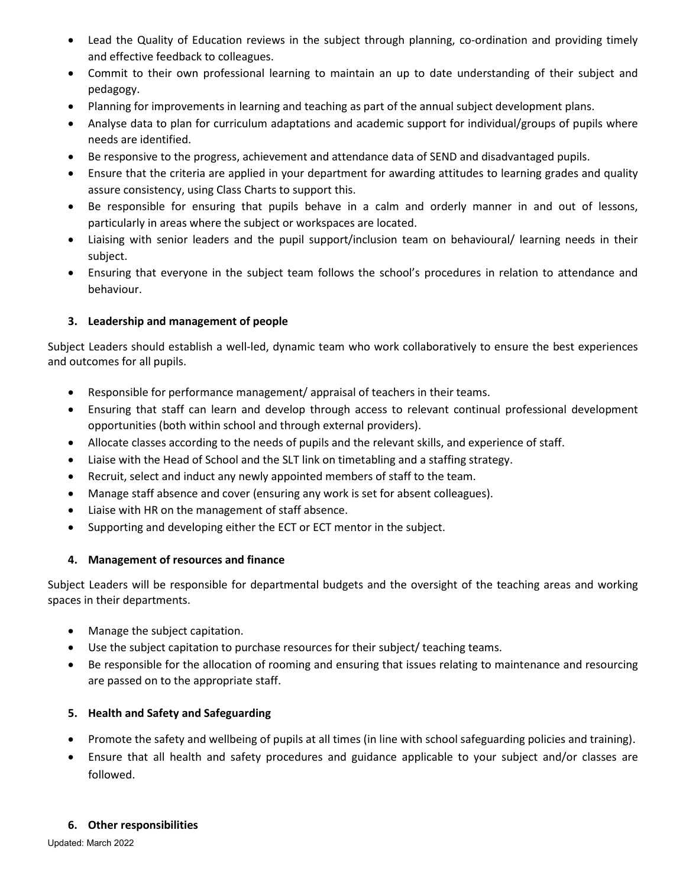- Lead the Quality of Education reviews in the subject through planning, co-ordination and providing timely and effective feedback to colleagues.
- Commit to their own professional learning to maintain an up to date understanding of their subject and pedagogy.
- Planning for improvements in learning and teaching as part of the annual subject development plans.
- Analyse data to plan for curriculum adaptations and academic support for individual/groups of pupils where needs are identified.
- Be responsive to the progress, achievement and attendance data of SEND and disadvantaged pupils.
- Ensure that the criteria are applied in your department for awarding attitudes to learning grades and quality assure consistency, using Class Charts to support this.
- Be responsible for ensuring that pupils behave in a calm and orderly manner in and out of lessons, particularly in areas where the subject or workspaces are located.
- Liaising with senior leaders and the pupil support/inclusion team on behavioural/ learning needs in their subject.
- Ensuring that everyone in the subject team follows the school's procedures in relation to attendance and behaviour.

### 3. Leadership and management of people

Subject Leaders should establish a well-led, dynamic team who work collaboratively to ensure the best experiences and outcomes for all pupils.

- Responsible for performance management/ appraisal of teachers in their teams.
- Ensuring that staff can learn and develop through access to relevant continual professional development opportunities (both within school and through external providers).
- Allocate classes according to the needs of pupils and the relevant skills, and experience of staff.
- Liaise with the Head of School and the SLT link on timetabling and a staffing strategy.
- Recruit, select and induct any newly appointed members of staff to the team.
- Manage staff absence and cover (ensuring any work is set for absent colleagues).
- Liaise with HR on the management of staff absence.
- Supporting and developing either the ECT or ECT mentor in the subject.

### 4. Management of resources and finance

Subject Leaders will be responsible for departmental budgets and the oversight of the teaching areas and working spaces in their departments.

- Manage the subject capitation.
- Use the subject capitation to purchase resources for their subject/ teaching teams.
- Be responsible for the allocation of rooming and ensuring that issues relating to maintenance and resourcing are passed on to the appropriate staff.

### 5. Health and Safety and Safeguarding

- Promote the safety and wellbeing of pupils at all times (in line with school safeguarding policies and training).
- Ensure that all health and safety procedures and guidance applicable to your subject and/or classes are followed.

### 6. Other responsibilities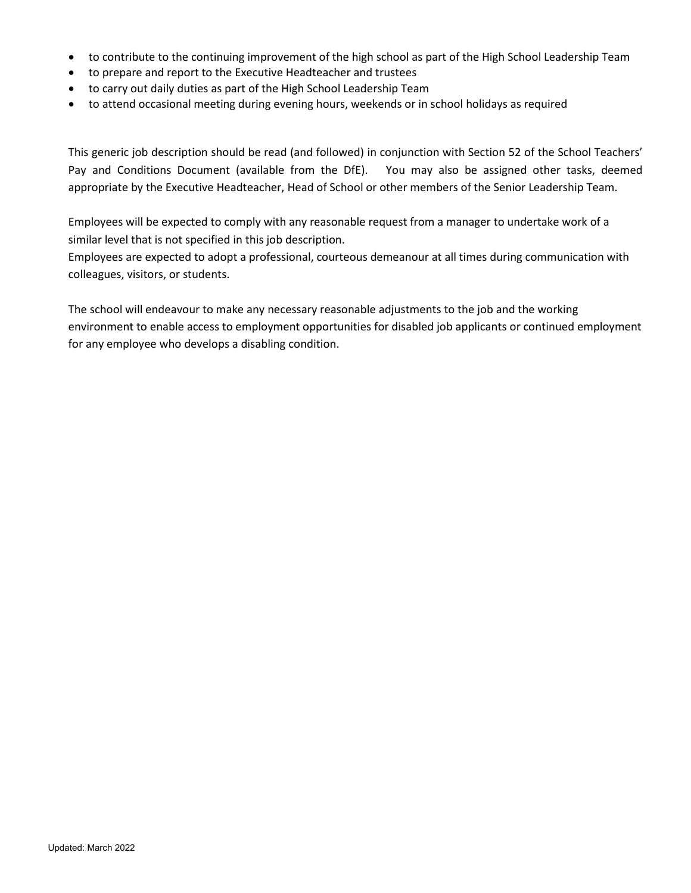- to contribute to the continuing improvement of the high school as part of the High School Leadership Team
- to prepare and report to the Executive Headteacher and trustees
- to carry out daily duties as part of the High School Leadership Team
- to attend occasional meeting during evening hours, weekends or in school holidays as required

This generic job description should be read (and followed) in conjunction with Section 52 of the School Teachers' Pay and Conditions Document (available from the DfE). You may also be assigned other tasks, deemed appropriate by the Executive Headteacher, Head of School or other members of the Senior Leadership Team.

Employees will be expected to comply with any reasonable request from a manager to undertake work of a similar level that is not specified in this job description.
Employees are expected to adopt a professional, courteous demeanour at all times during communication with colleagues, visitors, or students.

The school will endeavour to make any necessary reasonable adjustments to the job and the working environment to enable access to employment opportunities for disabled job applicants or continued employment for any employee who develops a disabling condition.

Updated: March 2022